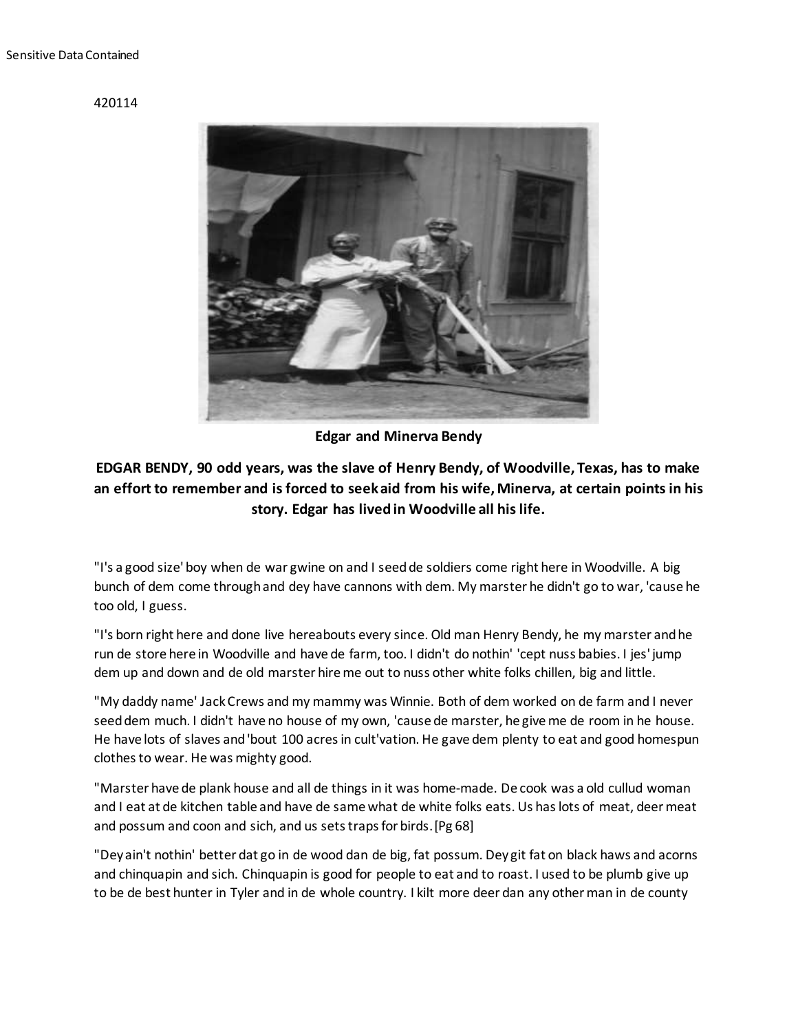Sensitive Data Contained

420114

**Edgar and Minerva Bendy**

**EDGAR BENDY, 90 odd years, was the slave of Henry Bendy, of Woodville, Texas, has to make an effort to remember and is forced to seek aid from his wife, Minerva, at certain points in his story. Edgar has lived in Woodville all his life.**

"I's a good size' boy when de war gwine on and I seed de soldiers come right here in Woodville. A big bunch of dem come through and dey have cannons with dem. My marster he didn't go to war, 'cause he too old, I guess.

"I's born right here and done live hereabouts every since. Old man Henry Bendy, he my marster and he run de store here in Woodville and have de farm, too. I didn't do nothin' 'cept nuss babies. I jes' jump dem up and down and de old marster hire me out to nuss other white folks chillen, big and little.

"My daddy name' Jack Crews and my mammy was Winnie. Both of dem worked on de farm and I never seed dem much. I didn't have no house of my own, 'cause de marster, he give me de room in he house. He have lots of slaves and 'bout 100 acres in cult'vation. He gave dem plenty to eat and good homespun clothes to wear. He was mighty good.

"Marster have de plank house and all de things in it was home-made. De cook was a old cullud woman and I eat at de kitchen table and have de same what de white folks eats. Us has lots of meat, deer meat and possum and coon and sich, and us sets traps for birds. [Pg 68]

"Dey ain't nothin' better dat go in de wood dan de big, fat possum. Dey git fat on black haws and acorns and chinquapin and sich. Chinquapin is good for people to eat and to roast. I used to be plumb give up to be de best hunter in Tyler and in de whole country. I kilt more deer dan any other man in de county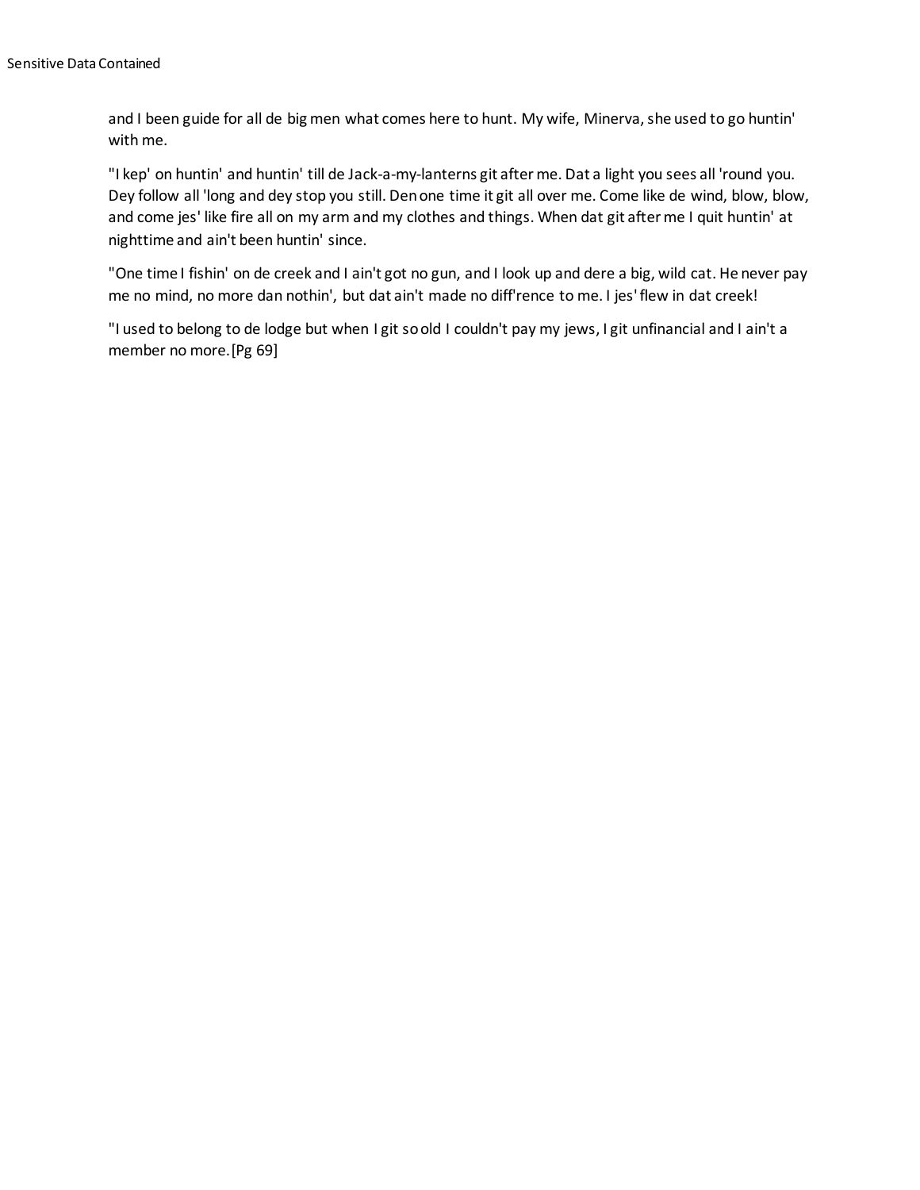and I been guide for all de big men what comes here to hunt. My wife, Minerva, she used to go huntin' with me.

"I kep' on huntin' and huntin' till de Jack-a-my-lanterns git after me. Dat a light you sees all 'round you. Dey follow all 'long and dey stop you still. Den one time it git all over me. Come like de wind, blow, blow, and come jes' like fire all on my arm and my clothes and things. When dat git after me I quit huntin' at nighttime and ain't been huntin' since.

"One time I fishin' on de creek and I ain't got no gun, and I look up and dere a big, wild cat. He never pay me no mind, no more dan nothin', but dat ain't made no diff'rence to me. I jes' flew in dat creek!

"I used to belong to de lodge but when I git so old I couldn't pay my jews, I git unfinancial and I ain't a member no more.[Pg 69]